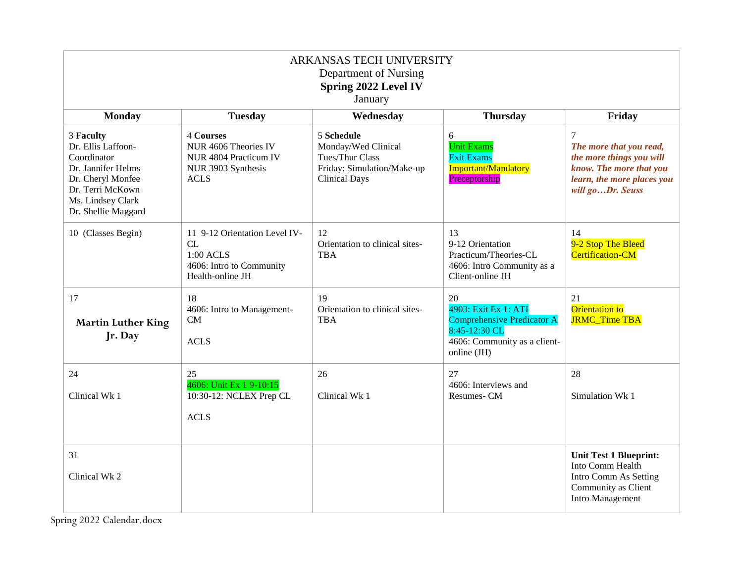ARKANSAS TECH UNIVERSITY
Department of Nursing
**Spring 2022 Level IV**
January

| Monday | Tuesday | Wednesday | Thursday | Friday |
|---|---|---|---|---|
| 3 **Faculty**<br>Dr. Ellis Laffoon-Coordinator<br>Dr. Jannifer Helms<br>Dr. Cheryl Monfee<br>Dr. Terri McKown<br>Ms. Lindsey Clark<br>Dr. Shellie Maggard | 4 **Courses**<br>NUR 4606 Theories IV<br>NUR 4804 Practicum IV<br>NUR 3903 Synthesis<br>ACLS | 5 **Schedule**<br>Monday/Wed Clinical<br>Tues/Thur Class<br>Friday: Simulation/Make-up Clinical Days | 6<br>Unit Exams<br>Exit Exams<br>Important/Mandatory<br>Preceptorship | 7<br>***The more that you read, the more things you will know. The more that you learn, the more places you will go…Dr. Seuss*** |
| 10 (Classes Begin) | 11 9-12 Orientation Level IV-CL<br>1:00 ACLS<br>4606: Intro to Community Health-online JH | 12<br>Orientation to clinical sites-TBA | 13<br>9-12 Orientation Practicum/Theories-CL<br>4606: Intro Community as a Client-online JH | 14<br>9-2 Stop The Bleed Certification-CM |
| 17<br>**Martin Luther King Jr. Day** | 18<br>4606: Intro to Management-CM<br><br>ACLS | 19<br>Orientation to clinical sites-TBA | 20<br>4903: Exit Ex 1: ATI Comprehensive Predicator A 8:45-12:30 CL<br>4606: Community as a client-online (JH) | 21<br>Orientation to JRMC_Time TBA |
| 24<br>Clinical Wk 1 | 25<br>4606: Unit Ex 1 9-10:15<br>10:30-12: NCLEX Prep CL<br><br>ACLS | 26<br>Clinical Wk 1 | 27<br>4606: Interviews and Resumes- CM | 28<br>Simulation Wk 1 |
| 31<br>Clinical Wk 2 | | | | **Unit Test 1 Blueprint:**<br>Into Comm Health<br>Intro Comm As Setting<br>Community as Client<br>Intro Management |

Spring 2022 Calendar.docx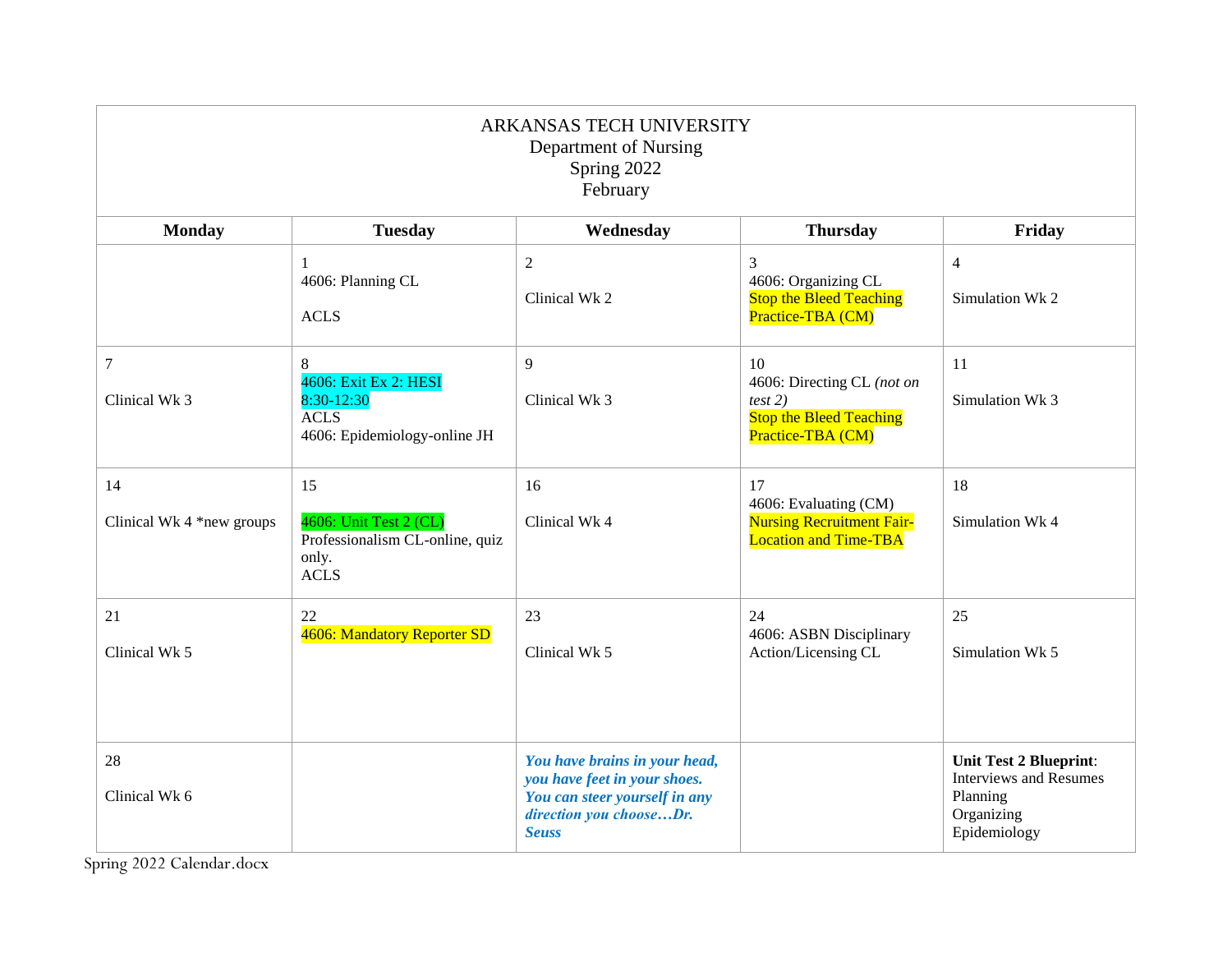ARKANSAS TECH UNIVERSITY
Department of Nursing
Spring 2022
February

| Monday | Tuesday | Wednesday | Thursday | Friday |
|---|---|---|---|---|
| | 1<br>4606: Planning CL<br><br>ACLS | 2<br><br>Clinical Wk 2 | 3<br>4606: Organizing CL<br>Stop the Bleed Teaching Practice-TBA (CM) | 4<br><br>Simulation Wk 2 |
| 7<br><br>Clinical Wk 3 | 8<br>4606: Exit Ex 2: HESI 8:30-12:30<br>ACLS<br>4606: Epidemiology-online JH | 9<br><br>Clinical Wk 3 | 10<br>4606: Directing CL *(not on test 2)*<br>Stop the Bleed Teaching Practice-TBA (CM) | 11<br><br>Simulation Wk 3 |
| 14<br><br>Clinical Wk 4 *new groups | 15<br><br>4606: Unit Test 2 (CL)<br>Professionalism CL-online, quiz only.<br>ACLS | 16<br><br>Clinical Wk 4 | 17<br>4606: Evaluating (CM)<br>Nursing Recruitment Fair-Location and Time-TBA | 18<br><br>Simulation Wk 4 |
| 21<br><br>Clinical Wk 5 | 22<br>4606: Mandatory Reporter SD | 23<br><br>Clinical Wk 5 | 24<br>4606: ASBN Disciplinary Action/Licensing CL | 25<br><br>Simulation Wk 5 |
| 28<br><br>Clinical Wk 6 | | ***You have brains in your head, you have feet in your shoes. You can steer yourself in any direction you choose…Dr. Seuss*** | | **Unit Test 2 Blueprint**:<br>Interviews and Resumes<br>Planning<br>Organizing<br>Epidemiology |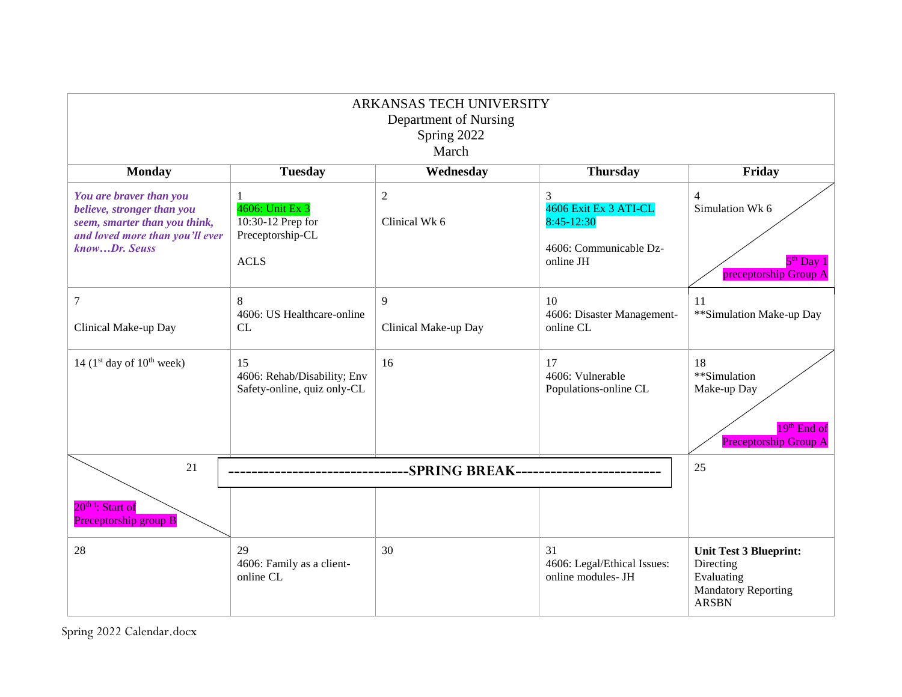ARKANSAS TECH UNIVERSITY
Department of Nursing
Spring 2022
March

| Monday | Tuesday | Wednesday | Thursday | Friday |
| --- | --- | --- | --- | --- |
| ***You are braver than you believe, stronger than you seem, smarter than you think, and loved more than you'll ever know…Dr. Seuss*** | 1<br>4606: Unit Ex 3<br>10:30-12 Prep for Preceptorship-CL<br><br>ACLS | 2<br><br>Clinical Wk 6 | 3<br>4606 Exit Ex 3 ATI-CL 8:45-12:30<br><br>4606: Communicable Dz-online JH | 4<br>Simulation Wk 6<br><br>5th Day 1 preceptorship Group A |
| 7<br><br>Clinical Make-up Day | 8<br>4606: US Healthcare-online CL | 9<br><br>Clinical Make-up Day | 10<br>4606: Disaster Management-online CL | 11<br>**Simulation Make-up Day |
| 14 (1st day of 10th week) | 15<br>4606: Rehab/Disability; Env Safety-online, quiz only-CL | 16 | 17<br>4606: Vulnerable Populations-online CL | 18<br>**Simulation Make-up Day<br><br>19th End of Preceptorship Group A |
| 21<br><br>20th: Start of Preceptorship group B | ------------------------------SPRING BREAK------------------------- | | | 25 |
| 28 | 29<br>4606: Family as a client-online CL | 30 | 31<br>4606: Legal/Ethical Issues: online modules- JH | **Unit Test 3 Blueprint:**<br>Directing<br>Evaluating<br>Mandatory Reporting<br>ARSBN |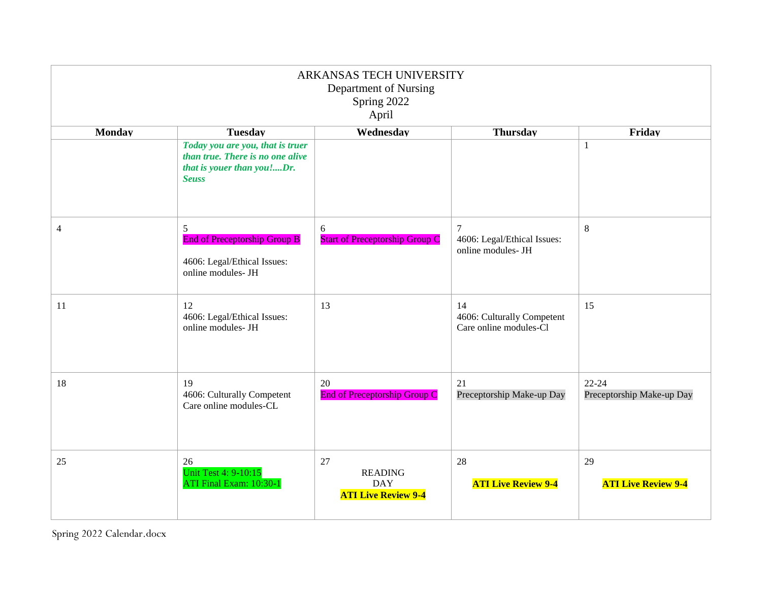ARKANSAS TECH UNIVERSITY
Department of Nursing
Spring 2022
April

| Monday | Tuesday | Wednesday | Thursday | Friday |
| --- | --- | --- | --- | --- |
| | ***Today you are you, that is truer than true. There is no one alive that is youer than you!....Dr. Seuss*** | | | 1 |
| 4 | 5<br>End of Preceptorship Group B<br><br>4606: Legal/Ethical Issues: online modules- JH | 6<br>Start of Preceptorship Group C | 7<br>4606: Legal/Ethical Issues: online modules- JH | 8 |
| 11 | 12<br>4606: Legal/Ethical Issues: online modules- JH | 13 | 14<br>4606: Culturally Competent Care online modules-Cl | 15 |
| 18 | 19<br>4606: Culturally Competent Care online modules-CL | 20<br>End of Preceptorship Group C | 21<br>Preceptorship Make-up Day | 22-24<br>Preceptorship Make-up Day |
| 25 | 26<br>Unit Test 4: 9-10:15<br>ATI Final Exam: 10:30-1 | 27<br>READING DAY<br>**ATI Live Review 9-4** | 28<br>**ATI Live Review 9-4** | 29<br>**ATI Live Review 9-4** |

Spring 2022 Calendar.docx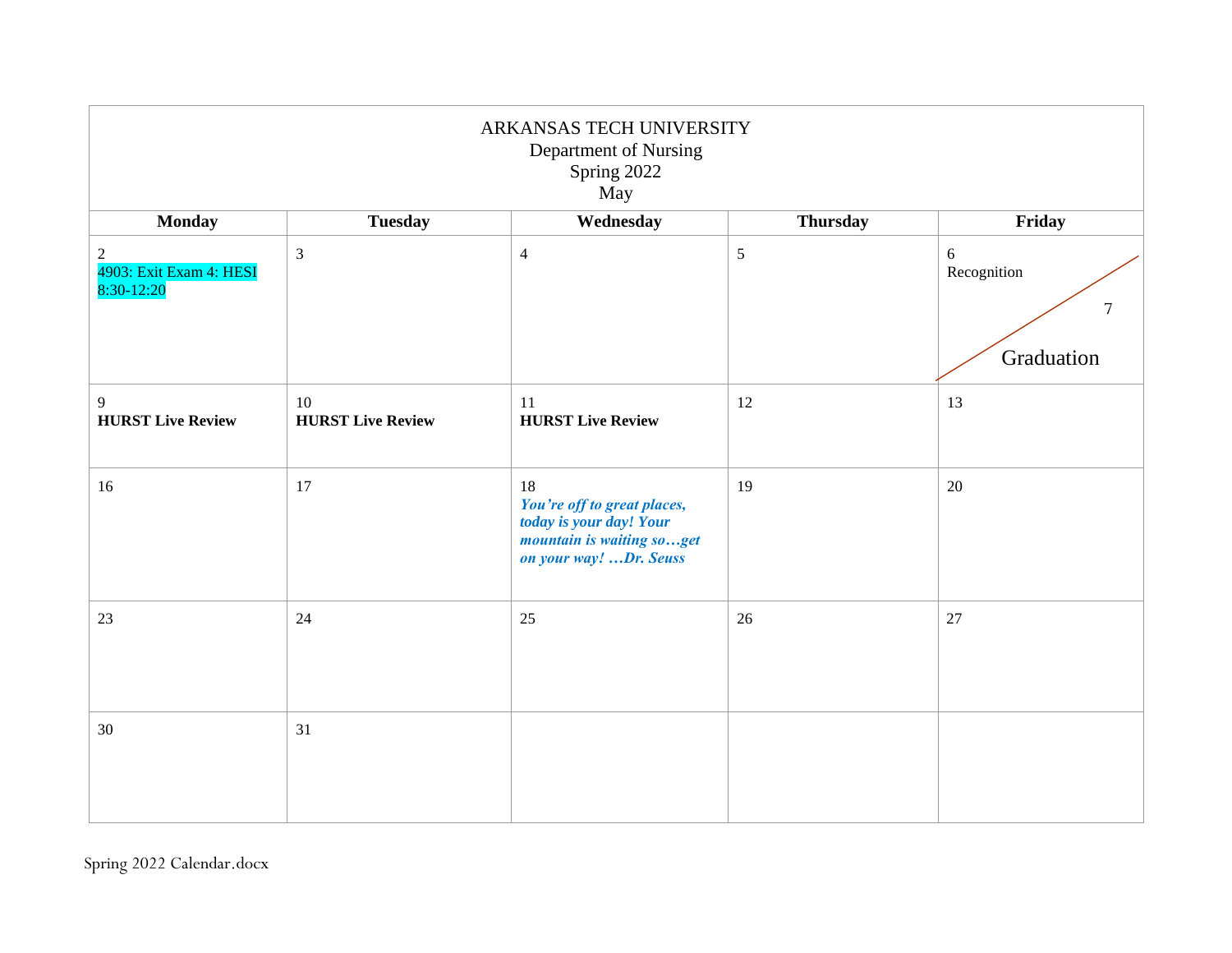ARKANSAS TECH UNIVERSITY
Department of Nursing
Spring 2022
May

| Monday | Tuesday | Wednesday | Thursday | Friday |
|---|---|---|---|---|
| 2<br>4903: Exit Exam 4: HESI 8:30-12:20 | 3 | 4 | 5 | 6<br>Recognition<br>7<br>Graduation |
| 9<br>**HURST Live Review** | 10<br>**HURST Live Review** | 11<br>**HURST Live Review** | 12 | 13 |
| 16 | 17 | 18<br>***You're off to great places, today is your day! Your mountain is waiting so…get on your way! …Dr. Seuss*** | 19 | 20 |
| 23 | 24 | 25 | 26 | 27 |
| 30 | 31 | | | |

Spring 2022 Calendar.docx